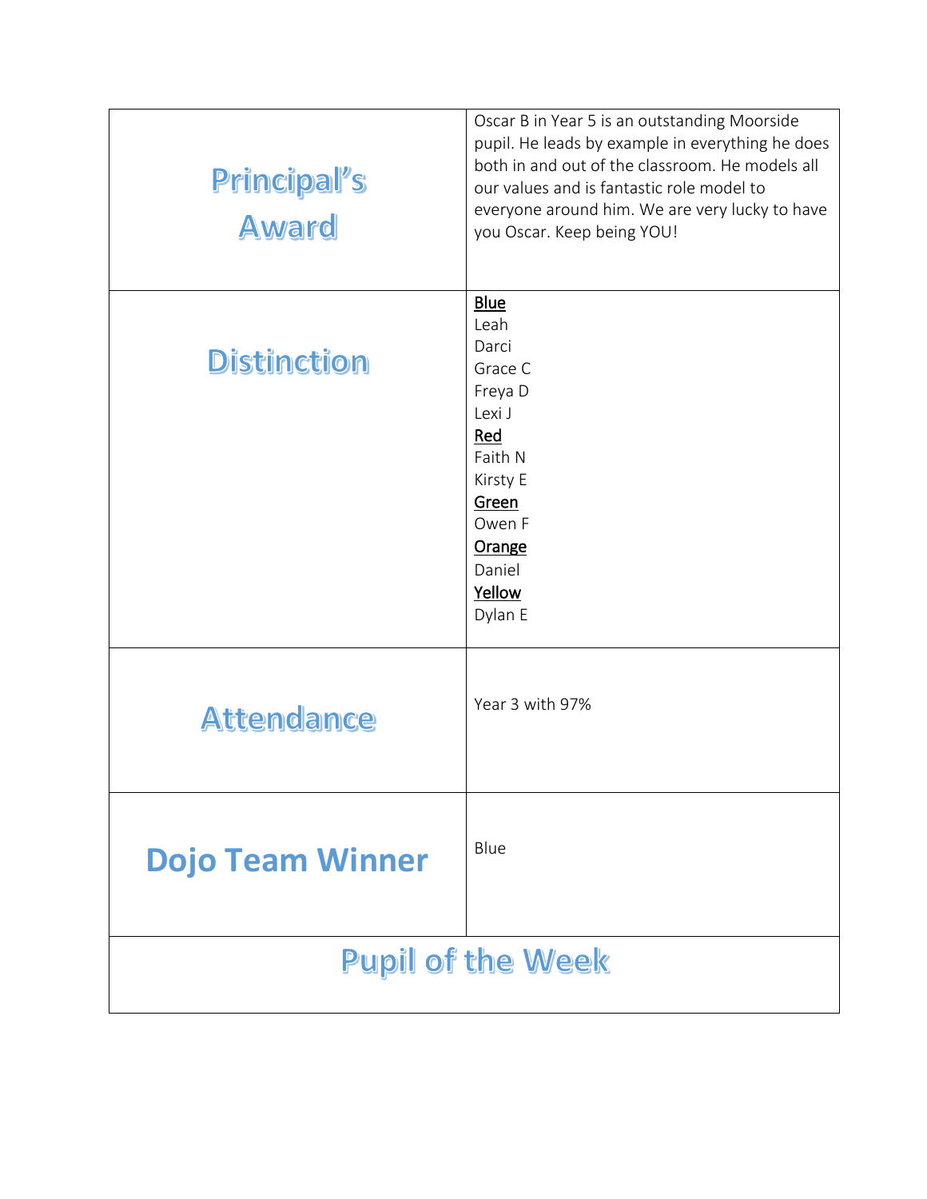| | |
|---|---|
| **Principal's Award** | Oscar B in Year 5 is an outstanding Moorside pupil. He leads by example in everything he does both in and out of the classroom. He models all our values and is fantastic role model to everyone around him. We are very lucky to have you Oscar. Keep being YOU! |
| **Distinction** | <u>Blue</u><br>Leah<br>Darci<br>Grace C<br>Freya D<br>Lexi J<br><u>Red</u><br>Faith N<br>Kirsty E<br><u>Green</u><br>Owen F<br><u>Orange</u><br>Daniel<br><u>Yellow</u><br>Dylan E |
| **Attendance** | Year 3 with 97% |
| **Dojo Team Winner** | Blue |
| **Pupil of the Week** | |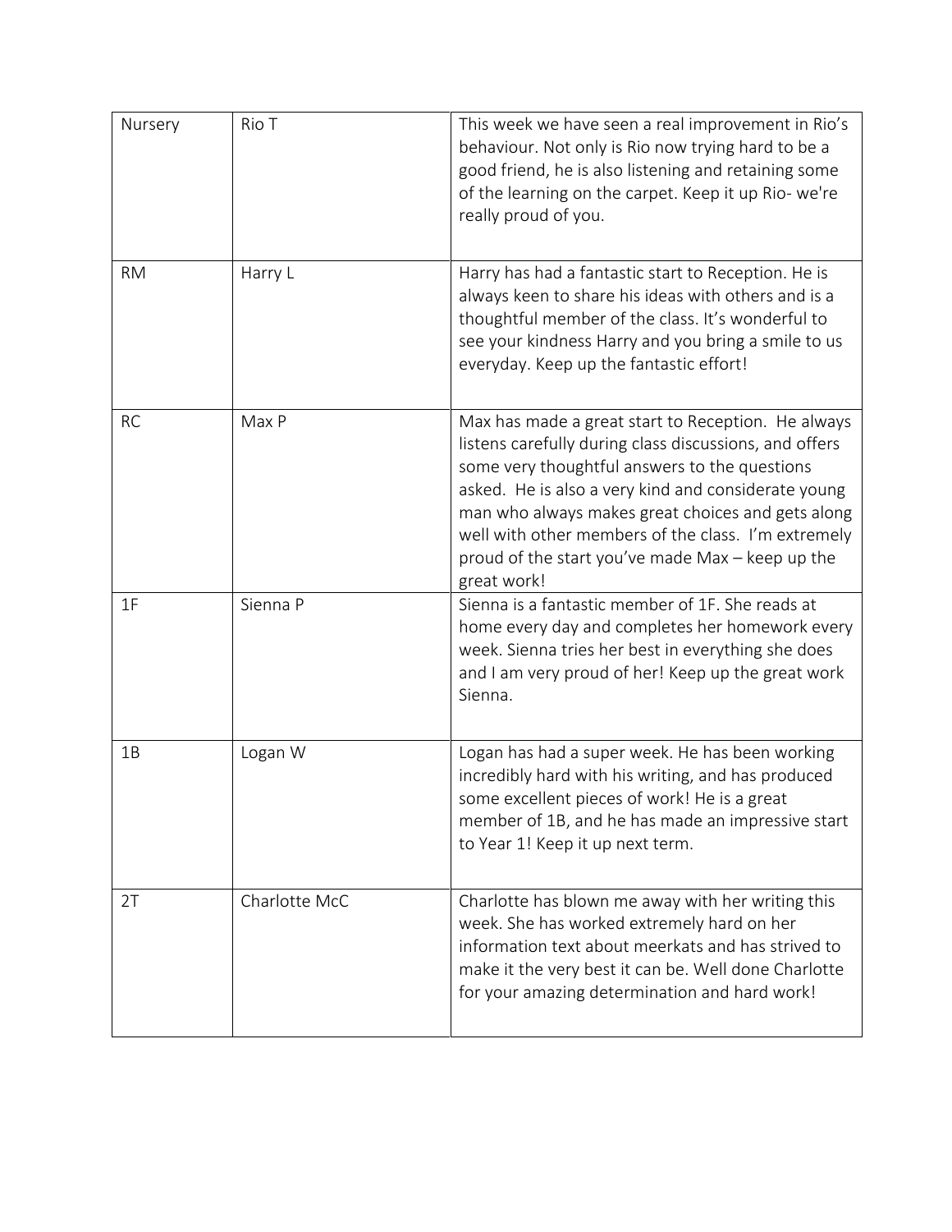| | | |
|---|---|---|
| Nursery | Rio T | This week we have seen a real improvement in Rio's behaviour. Not only is Rio now trying hard to be a good friend, he is also listening and retaining some of the learning on the carpet. Keep it up Rio- we're really proud of you. |
| RM | Harry L | Harry has had a fantastic start to Reception. He is always keen to share his ideas with others and is a thoughtful member of the class. It's wonderful to see your kindness Harry and you bring a smile to us everyday. Keep up the fantastic effort! |
| RC | Max P | Max has made a great start to Reception. He always listens carefully during class discussions, and offers some very thoughtful answers to the questions asked. He is also a very kind and considerate young man who always makes great choices and gets along well with other members of the class. I'm extremely proud of the start you've made Max – keep up the great work! |
| 1F | Sienna P | Sienna is a fantastic member of 1F. She reads at home every day and completes her homework every week. Sienna tries her best in everything she does and I am very proud of her! Keep up the great work Sienna. |
| 1B | Logan W | Logan has had a super week. He has been working incredibly hard with his writing, and has produced some excellent pieces of work! He is a great member of 1B, and he has made an impressive start to Year 1! Keep it up next term. |
| 2T | Charlotte McC | Charlotte has blown me away with her writing this week. She has worked extremely hard on her information text about meerkats and has strived to make it the very best it can be. Well done Charlotte for your amazing determination and hard work! |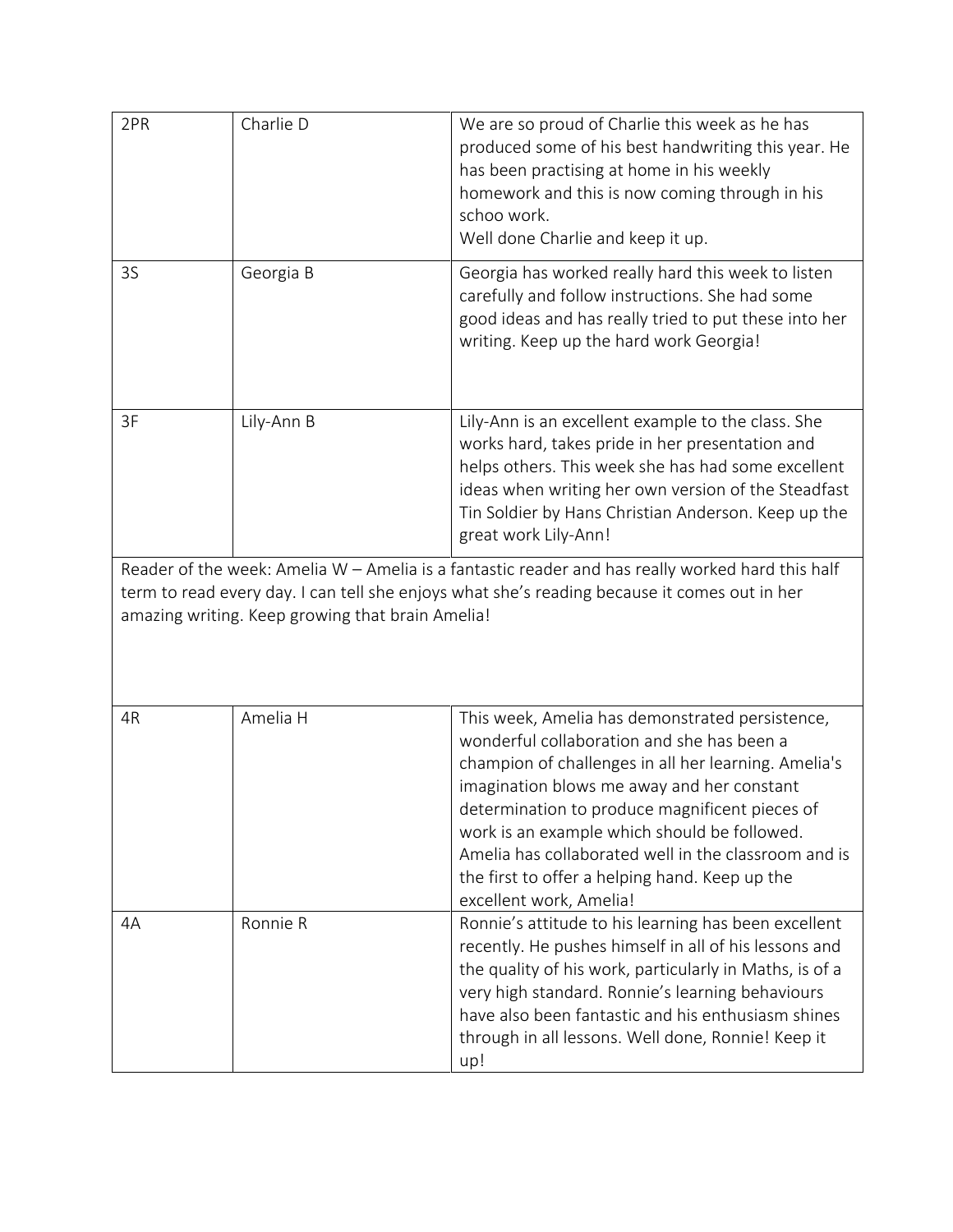| | | |
|---|---|---|
| 2PR | Charlie D | We are so proud of Charlie this week as he has produced some of his best handwriting this year. He has been practising at home in his weekly homework and this is now coming through in his schoo work.<br>Well done Charlie and keep it up. |
| 3S | Georgia B | Georgia has worked really hard this week to listen carefully and follow instructions. She had some good ideas and has really tried to put these into her writing. Keep up the hard work Georgia! |
| 3F | Lily-Ann B | Lily-Ann is an excellent example to the class. She works hard, takes pride in her presentation and helps others. This week she has had some excellent ideas when writing her own version of the Steadfast Tin Soldier by Hans Christian Anderson. Keep up the great work Lily-Ann! |
| Reader of the week: Amelia W – Amelia is a fantastic reader and has really worked hard this half term to read every day. I can tell she enjoys what she's reading because it comes out in her amazing writing. Keep growing that brain Amelia! | | |
| 4R | Amelia H | This week, Amelia has demonstrated persistence, wonderful collaboration and she has been a champion of challenges in all her learning. Amelia's imagination blows me away and her constant determination to produce magnificent pieces of work is an example which should be followed. Amelia has collaborated well in the classroom and is the first to offer a helping hand. Keep up the excellent work, Amelia! |
| 4A | Ronnie R | Ronnie's attitude to his learning has been excellent recently. He pushes himself in all of his lessons and the quality of his work, particularly in Maths, is of a very high standard. Ronnie's learning behaviours have also been fantastic and his enthusiasm shines through in all lessons. Well done, Ronnie! Keep it up! |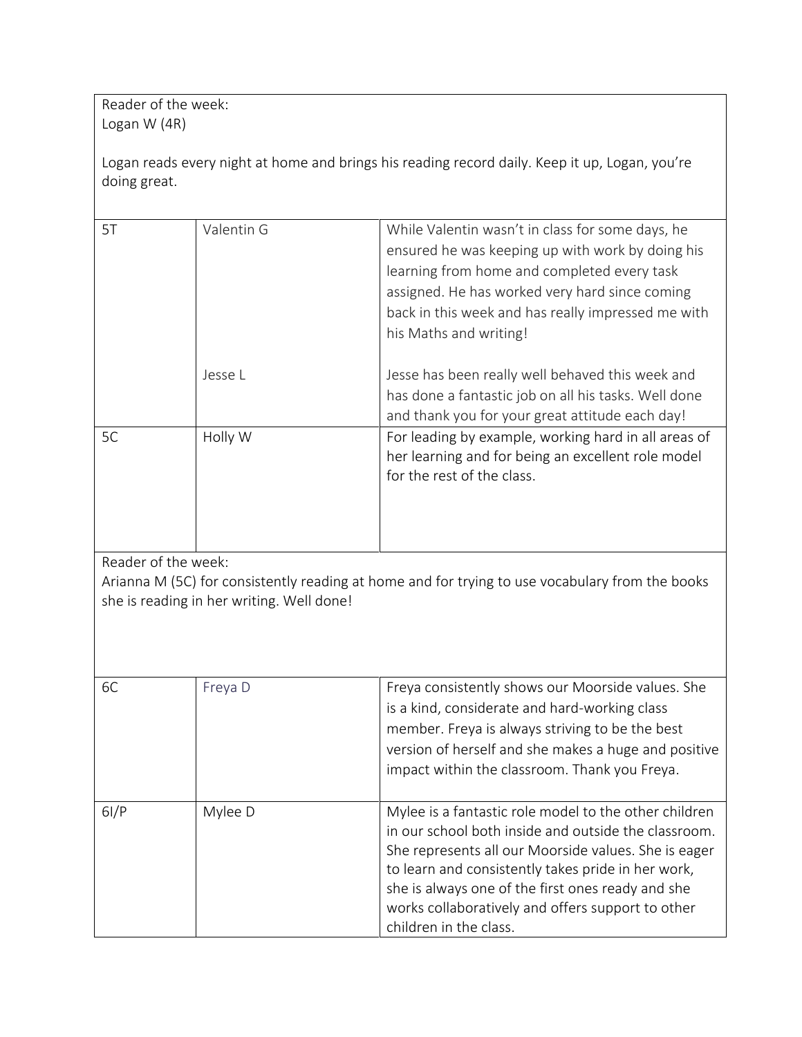Reader of the week:
Logan W (4R)

Logan reads every night at home and brings his reading record daily. Keep it up, Logan, you're doing great.

| Class | Name | Reason |
|---|---|---|
| 5T | Valentin G | While Valentin wasn't in class for some days, he ensured he was keeping up with work by doing his learning from home and completed every task assigned. He has worked very hard since coming back in this week and has really impressed me with his Maths and writing! |
| | Jesse L | Jesse has been really well behaved this week and has done a fantastic job on all his tasks. Well done and thank you for your great attitude each day! |
| 5C | Holly W | For leading by example, working hard in all areas of her learning and for being an excellent role model for the rest of the class. |

Reader of the week:
Arianna M (5C) for consistently reading at home and for trying to use vocabulary from the books she is reading in her writing. Well done!

| Class | Name | Reason |
|---|---|---|
| 6C | Freya D | Freya consistently shows our Moorside values. She is a kind, considerate and hard-working class member. Freya is always striving to be the best version of herself and she makes a huge and positive impact within the classroom. Thank you Freya. |
| 6I/P | Mylee D | Mylee is a fantastic role model to the other children in our school both inside and outside the classroom. She represents all our Moorside values. She is eager to learn and consistently takes pride in her work, she is always one of the first ones ready and she works collaboratively and offers support to other children in the class. |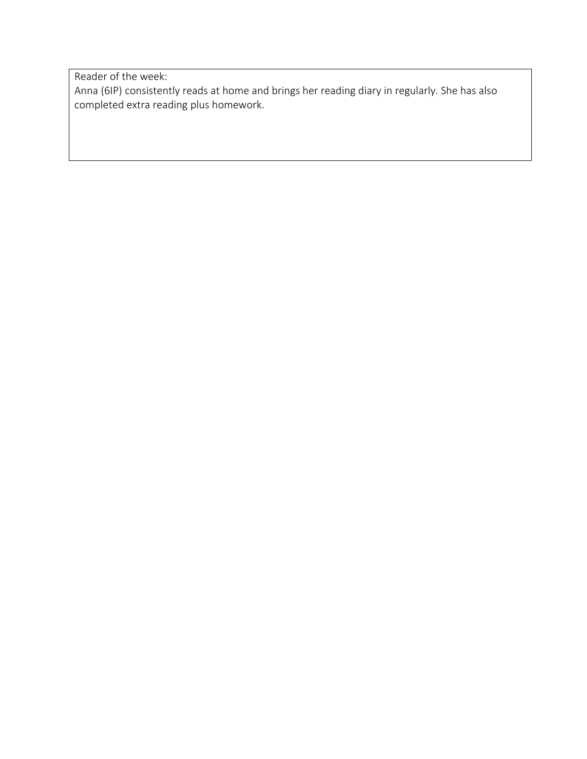Reader of the week:

Anna (6IP) consistently reads at home and brings her reading diary in regularly. She has also completed extra reading plus homework.